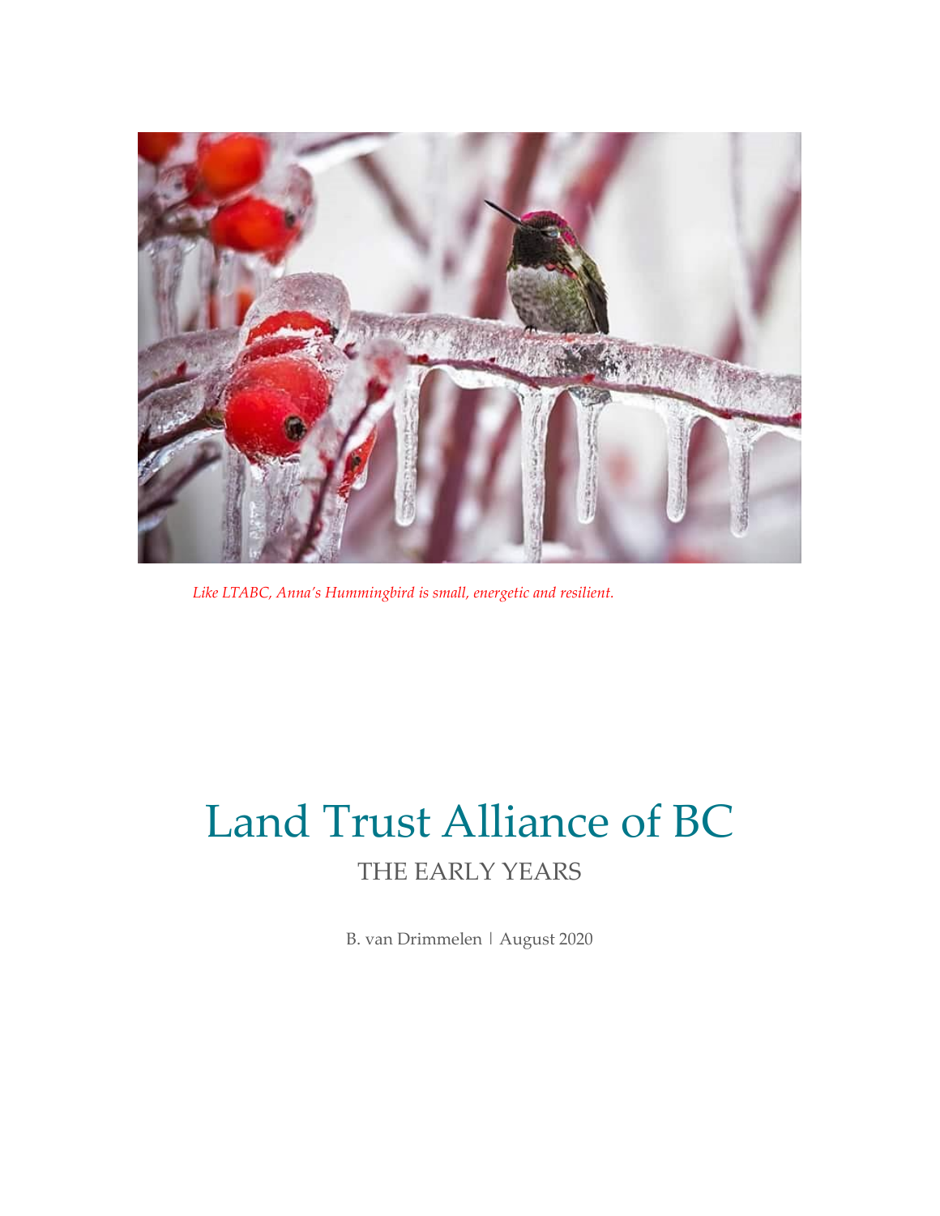*Like LTABC, Anna's Hummingbird is small, energetic and resilient.*

# Land Trust Alliance of BC

## THE EARLY YEARS

B. van Drimmelen | August 2020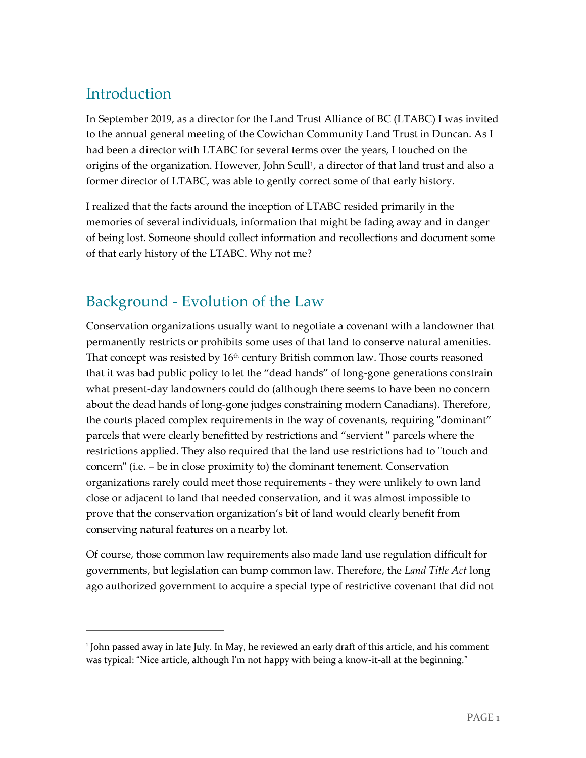## Introduction

In September 2019, as a director for the Land Trust Alliance of BC (LTABC) I was invited to the annual general meeting of the Cowichan Community Land Trust in Duncan. As I had been a director with LTABC for several terms over the years, I touched on the origins of the organization. However, John Scull[1], a director of that land trust and also a former director of LTABC, was able to gently correct some of that early history.

I realized that the facts around the inception of LTABC resided primarily in the memories of several individuals, information that might be fading away and in danger of being lost. Someone should collect information and recollections and document some of that early history of the LTABC. Why not me?

## Background - Evolution of the Law

Conservation organizations usually want to negotiate a covenant with a landowner that permanently restricts or prohibits some uses of that land to conserve natural amenities. That concept was resisted by 16th century British common law. Those courts reasoned that it was bad public policy to let the "dead hands" of long-gone generations constrain what present-day landowners could do (although there seems to have been no concern about the dead hands of long-gone judges constraining modern Canadians). Therefore, the courts placed complex requirements in the way of covenants, requiring "dominant" parcels that were clearly benefitted by restrictions and "servient " parcels where the restrictions applied. They also required that the land use restrictions had to "touch and concern" (i.e. – be in close proximity to) the dominant tenement. Conservation organizations rarely could meet those requirements - they were unlikely to own land close or adjacent to land that needed conservation, and it was almost impossible to prove that the conservation organization's bit of land would clearly benefit from conserving natural features on a nearby lot.

Of course, those common law requirements also made land use regulation difficult for governments, but legislation can bump common law. Therefore, the *Land Title Act* long ago authorized government to acquire a special type of restrictive covenant that did not

---

[1] John passed away in late July. In May, he reviewed an early draft of this article, and his comment was typical: "Nice article, although I'm not happy with being a know-it-all at the beginning."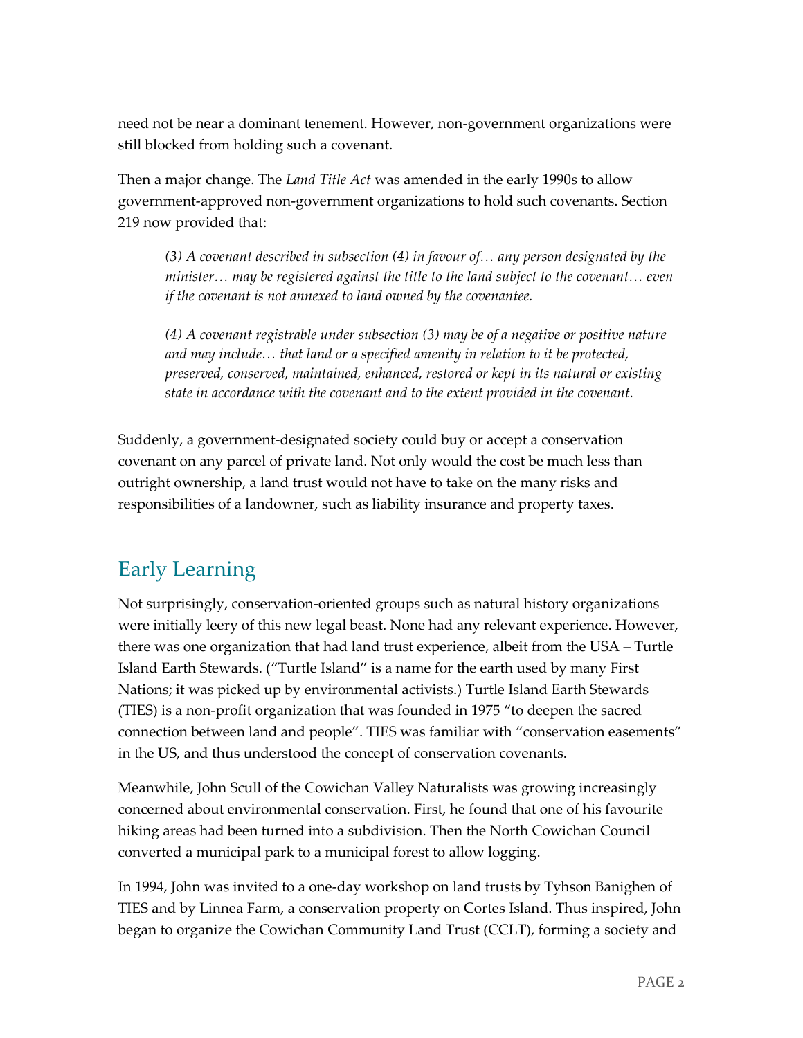need not be near a dominant tenement. However, non-government organizations were still blocked from holding such a covenant.

Then a major change. The *Land Title Act* was amended in the early 1990s to allow government-approved non-government organizations to hold such covenants. Section 219 now provided that:

> *(3) A covenant described in subsection (4) in favour of… any person designated by the minister… may be registered against the title to the land subject to the covenant… even if the covenant is not annexed to land owned by the covenantee.*
>
> *(4) A covenant registrable under subsection (3) may be of a negative or positive nature and may include… that land or a specified amenity in relation to it be protected, preserved, conserved, maintained, enhanced, restored or kept in its natural or existing state in accordance with the covenant and to the extent provided in the covenant.*

Suddenly, a government-designated society could buy or accept a conservation covenant on any parcel of private land. Not only would the cost be much less than outright ownership, a land trust would not have to take on the many risks and responsibilities of a landowner, such as liability insurance and property taxes.

## Early Learning

Not surprisingly, conservation-oriented groups such as natural history organizations were initially leery of this new legal beast. None had any relevant experience. However, there was one organization that had land trust experience, albeit from the USA – Turtle Island Earth Stewards. ("Turtle Island" is a name for the earth used by many First Nations; it was picked up by environmental activists.) Turtle Island Earth Stewards (TIES) is a non-profit organization that was founded in 1975 "to deepen the sacred connection between land and people". TIES was familiar with "conservation easements" in the US, and thus understood the concept of conservation covenants.

Meanwhile, John Scull of the Cowichan Valley Naturalists was growing increasingly concerned about environmental conservation. First, he found that one of his favourite hiking areas had been turned into a subdivision. Then the North Cowichan Council converted a municipal park to a municipal forest to allow logging.

In 1994, John was invited to a one-day workshop on land trusts by Tyhson Banighen of TIES and by Linnea Farm, a conservation property on Cortes Island. Thus inspired, John began to organize the Cowichan Community Land Trust (CCLT), forming a society and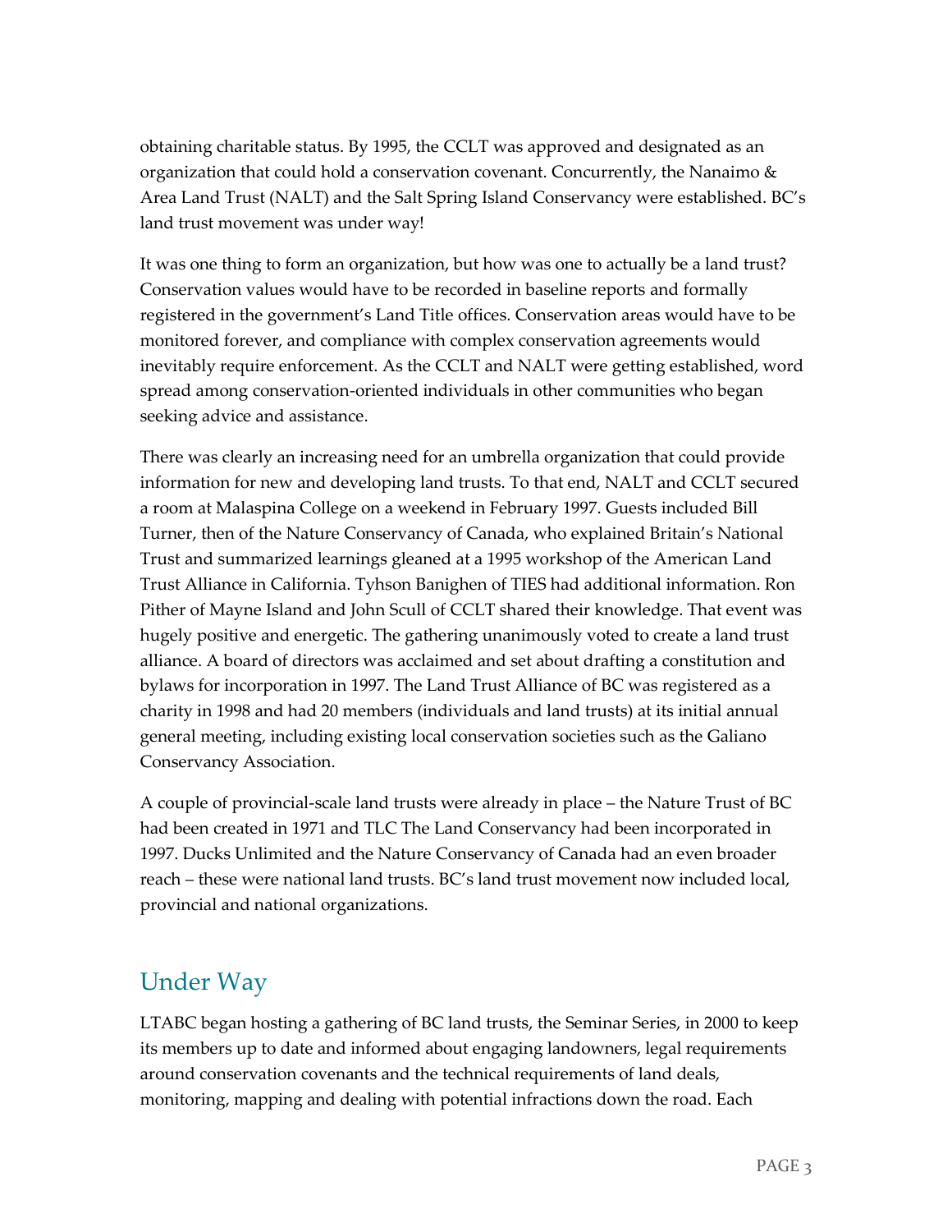obtaining charitable status. By 1995, the CCLT was approved and designated as an organization that could hold a conservation covenant. Concurrently, the Nanaimo & Area Land Trust (NALT) and the Salt Spring Island Conservancy were established. BC's land trust movement was under way!

It was one thing to form an organization, but how was one to actually be a land trust? Conservation values would have to be recorded in baseline reports and formally registered in the government's Land Title offices. Conservation areas would have to be monitored forever, and compliance with complex conservation agreements would inevitably require enforcement. As the CCLT and NALT were getting established, word spread among conservation-oriented individuals in other communities who began seeking advice and assistance.

There was clearly an increasing need for an umbrella organization that could provide information for new and developing land trusts. To that end, NALT and CCLT secured a room at Malaspina College on a weekend in February 1997. Guests included Bill Turner, then of the Nature Conservancy of Canada, who explained Britain's National Trust and summarized learnings gleaned at a 1995 workshop of the American Land Trust Alliance in California. Tyhson Banighen of TIES had additional information. Ron Pither of Mayne Island and John Scull of CCLT shared their knowledge. That event was hugely positive and energetic. The gathering unanimously voted to create a land trust alliance. A board of directors was acclaimed and set about drafting a constitution and bylaws for incorporation in 1997. The Land Trust Alliance of BC was registered as a charity in 1998 and had 20 members (individuals and land trusts) at its initial annual general meeting, including existing local conservation societies such as the Galiano Conservancy Association.

A couple of provincial-scale land trusts were already in place – the Nature Trust of BC had been created in 1971 and TLC The Land Conservancy had been incorporated in 1997. Ducks Unlimited and the Nature Conservancy of Canada had an even broader reach – these were national land trusts. BC's land trust movement now included local, provincial and national organizations.

## Under Way

LTABC began hosting a gathering of BC land trusts, the Seminar Series, in 2000 to keep its members up to date and informed about engaging landowners, legal requirements around conservation covenants and the technical requirements of land deals, monitoring, mapping and dealing with potential infractions down the road. Each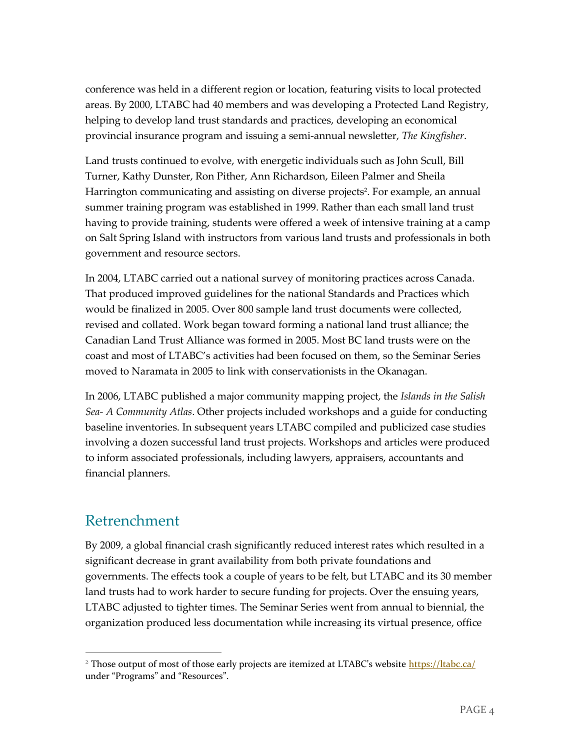conference was held in a different region or location, featuring visits to local protected areas. By 2000, LTABC had 40 members and was developing a Protected Land Registry, helping to develop land trust standards and practices, developing an economical provincial insurance program and issuing a semi-annual newsletter, *The Kingfisher*.

Land trusts continued to evolve, with energetic individuals such as John Scull, Bill Turner, Kathy Dunster, Ron Pither, Ann Richardson, Eileen Palmer and Sheila Harrington communicating and assisting on diverse projects[2]. For example, an annual summer training program was established in 1999. Rather than each small land trust having to provide training, students were offered a week of intensive training at a camp on Salt Spring Island with instructors from various land trusts and professionals in both government and resource sectors.

In 2004, LTABC carried out a national survey of monitoring practices across Canada. That produced improved guidelines for the national Standards and Practices which would be finalized in 2005. Over 800 sample land trust documents were collected, revised and collated. Work began toward forming a national land trust alliance; the Canadian Land Trust Alliance was formed in 2005. Most BC land trusts were on the coast and most of LTABC's activities had been focused on them, so the Seminar Series moved to Naramata in 2005 to link with conservationists in the Okanagan.

In 2006, LTABC published a major community mapping project, the *Islands in the Salish Sea- A Community Atlas*. Other projects included workshops and a guide for conducting baseline inventories. In subsequent years LTABC compiled and publicized case studies involving a dozen successful land trust projects. Workshops and articles were produced to inform associated professionals, including lawyers, appraisers, accountants and financial planners.

## Retrenchment

By 2009, a global financial crash significantly reduced interest rates which resulted in a significant decrease in grant availability from both private foundations and governments. The effects took a couple of years to be felt, but LTABC and its 30 member land trusts had to work harder to secure funding for projects. Over the ensuing years, LTABC adjusted to tighter times. The Seminar Series went from annual to biennial, the organization produced less documentation while increasing its virtual presence, office

[2] Those output of most of those early projects are itemized at LTABC's website https://ltabc.ca/ under "Programs" and "Resources".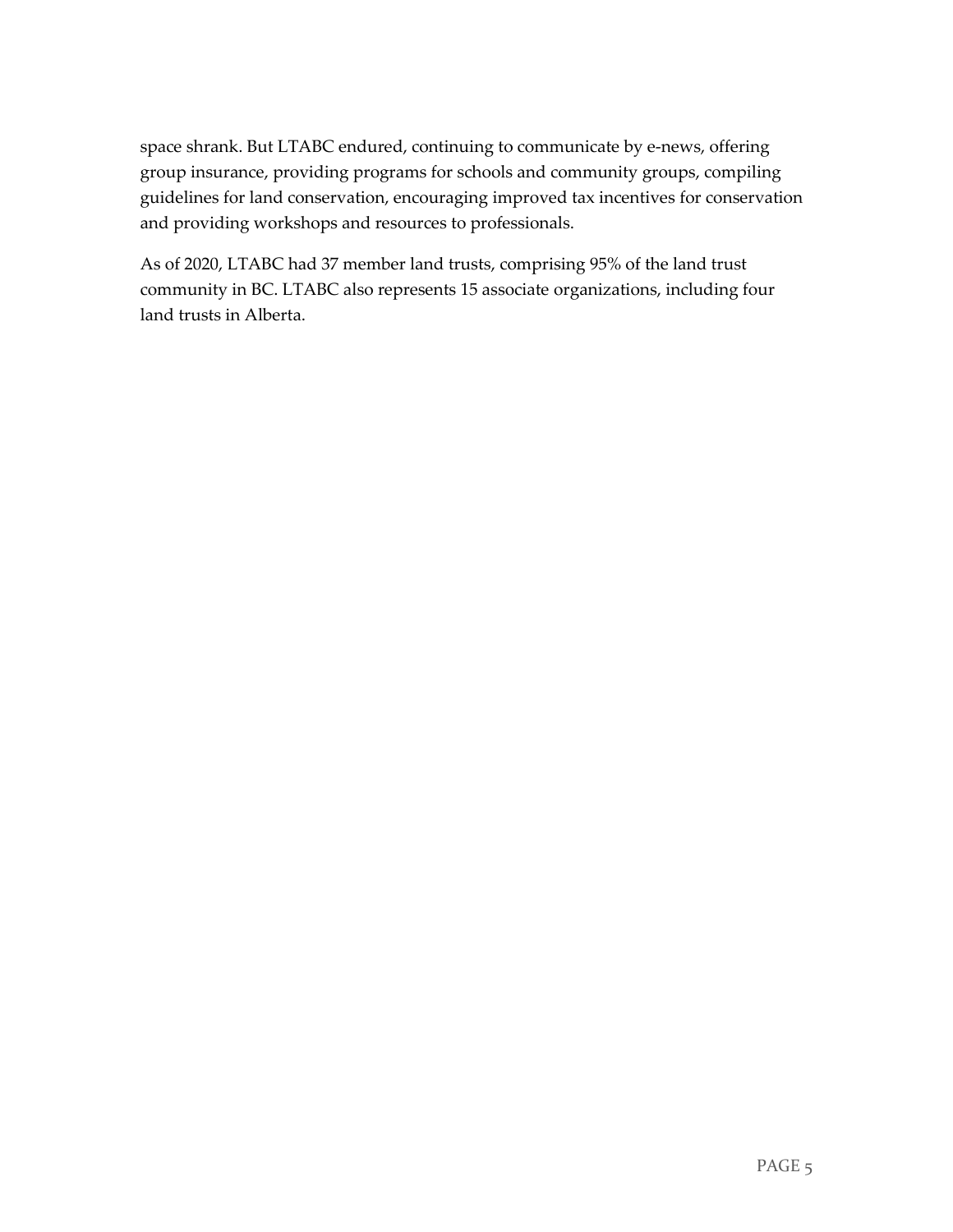space shrank. But LTABC endured, continuing to communicate by e-news, offering group insurance, providing programs for schools and community groups, compiling guidelines for land conservation, encouraging improved tax incentives for conservation and providing workshops and resources to professionals.

As of 2020, LTABC had 37 member land trusts, comprising 95% of the land trust community in BC. LTABC also represents 15 associate organizations, including four land trusts in Alberta.